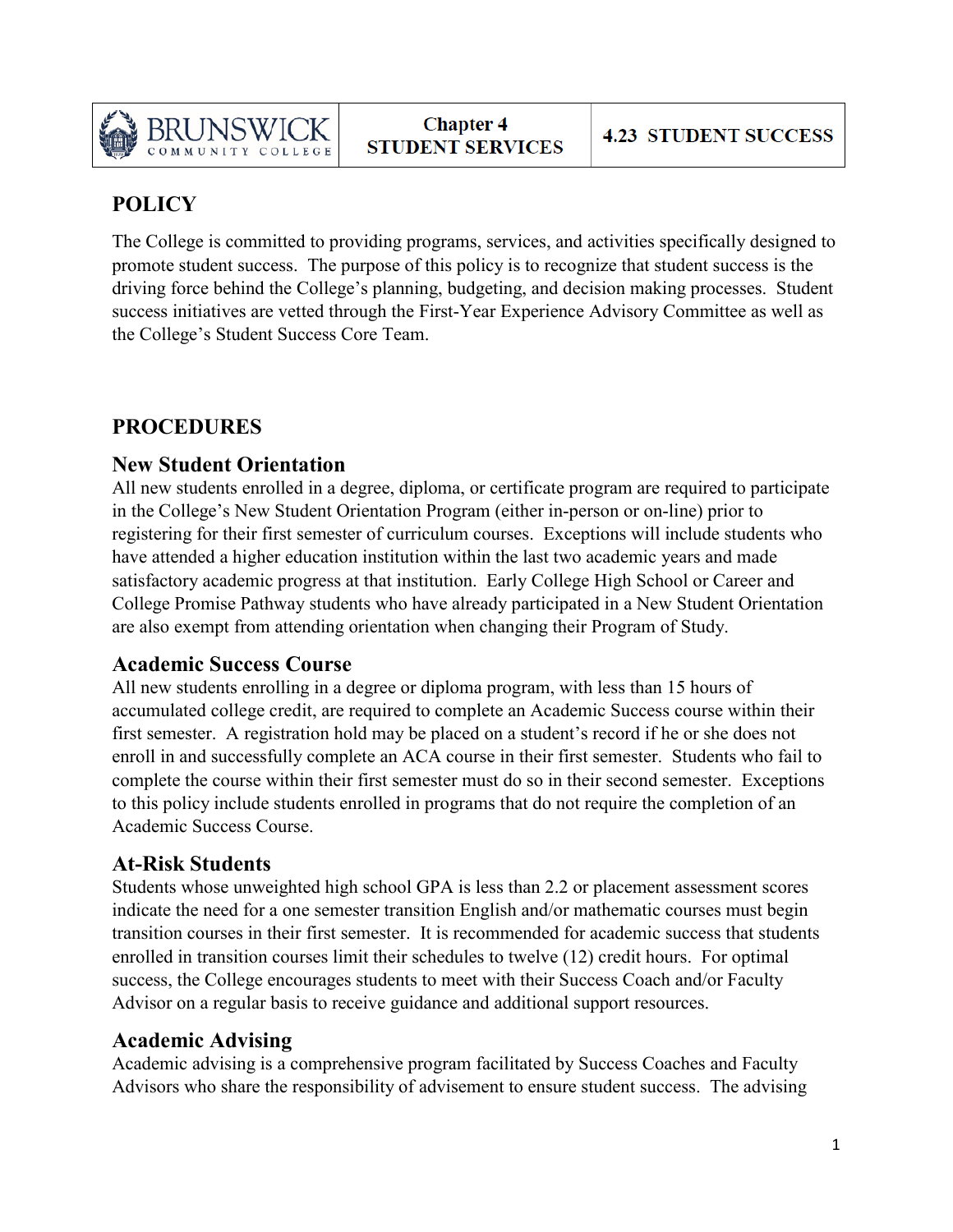| BRUNSWICK COMMUNITY COLLEGE | Chapter 4 STUDENT SERVICES | 4.23 STUDENT SUCCESS |
|---|---|---|

## POLICY

The College is committed to providing programs, services, and activities specifically designed to promote student success. The purpose of this policy is to recognize that student success is the driving force behind the College's planning, budgeting, and decision making processes. Student success initiatives are vetted through the First-Year Experience Advisory Committee as well as the College's Student Success Core Team.

## PROCEDURES

### New Student Orientation

All new students enrolled in a degree, diploma, or certificate program are required to participate in the College's New Student Orientation Program (either in-person or on-line) prior to registering for their first semester of curriculum courses. Exceptions will include students who have attended a higher education institution within the last two academic years and made satisfactory academic progress at that institution. Early College High School or Career and College Promise Pathway students who have already participated in a New Student Orientation are also exempt from attending orientation when changing their Program of Study.

### Academic Success Course

All new students enrolling in a degree or diploma program, with less than 15 hours of accumulated college credit, are required to complete an Academic Success course within their first semester. A registration hold may be placed on a student's record if he or she does not enroll in and successfully complete an ACA course in their first semester. Students who fail to complete the course within their first semester must do so in their second semester. Exceptions to this policy include students enrolled in programs that do not require the completion of an Academic Success Course.

### At-Risk Students

Students whose unweighted high school GPA is less than 2.2 or placement assessment scores indicate the need for a one semester transition English and/or mathematic courses must begin transition courses in their first semester. It is recommended for academic success that students enrolled in transition courses limit their schedules to twelve (12) credit hours. For optimal success, the College encourages students to meet with their Success Coach and/or Faculty Advisor on a regular basis to receive guidance and additional support resources.

### Academic Advising

Academic advising is a comprehensive program facilitated by Success Coaches and Faculty Advisors who share the responsibility of advisement to ensure student success. The advising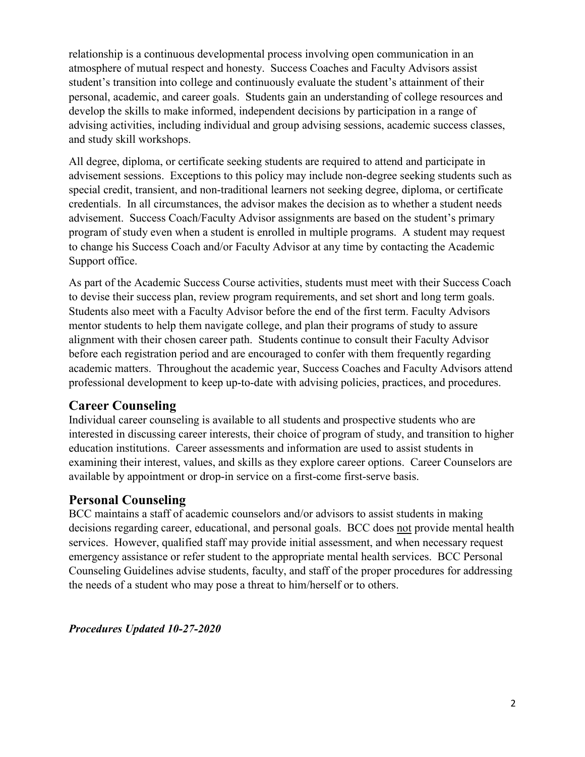relationship is a continuous developmental process involving open communication in an atmosphere of mutual respect and honesty. Success Coaches and Faculty Advisors assist student's transition into college and continuously evaluate the student's attainment of their personal, academic, and career goals. Students gain an understanding of college resources and develop the skills to make informed, independent decisions by participation in a range of advising activities, including individual and group advising sessions, academic success classes, and study skill workshops.

All degree, diploma, or certificate seeking students are required to attend and participate in advisement sessions. Exceptions to this policy may include non-degree seeking students such as special credit, transient, and non-traditional learners not seeking degree, diploma, or certificate credentials. In all circumstances, the advisor makes the decision as to whether a student needs advisement. Success Coach/Faculty Advisor assignments are based on the student's primary program of study even when a student is enrolled in multiple programs. A student may request to change his Success Coach and/or Faculty Advisor at any time by contacting the Academic Support office.

As part of the Academic Success Course activities, students must meet with their Success Coach to devise their success plan, review program requirements, and set short and long term goals. Students also meet with a Faculty Advisor before the end of the first term. Faculty Advisors mentor students to help them navigate college, and plan their programs of study to assure alignment with their chosen career path. Students continue to consult their Faculty Advisor before each registration period and are encouraged to confer with them frequently regarding academic matters. Throughout the academic year, Success Coaches and Faculty Advisors attend professional development to keep up-to-date with advising policies, practices, and procedures.

## Career Counseling

Individual career counseling is available to all students and prospective students who are interested in discussing career interests, their choice of program of study, and transition to higher education institutions. Career assessments and information are used to assist students in examining their interest, values, and skills as they explore career options. Career Counselors are available by appointment or drop-in service on a first-come first-serve basis.

## Personal Counseling

BCC maintains a staff of academic counselors and/or advisors to assist students in making decisions regarding career, educational, and personal goals. BCC does not provide mental health services. However, qualified staff may provide initial assessment, and when necessary request emergency assistance or refer student to the appropriate mental health services. BCC Personal Counseling Guidelines advise students, faculty, and staff of the proper procedures for addressing the needs of a student who may pose a threat to him/herself or to others.

***Procedures Updated 10-27-2020***